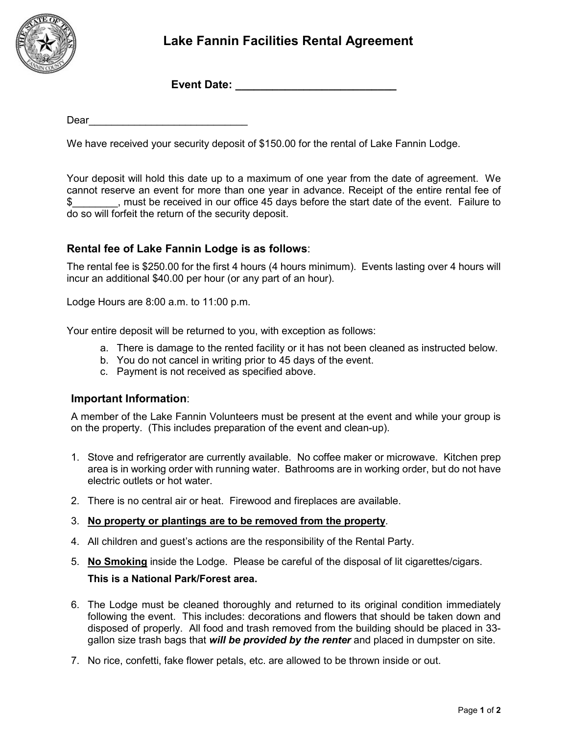# Lake Fannin Facilities Rental Agreement

**Event Date: ___________________________**

Dear____________________________

We have received your security deposit of $150.00 for the rental of Lake Fannin Lodge.

Your deposit will hold this date up to a maximum of one year from the date of agreement. We cannot reserve an event for more than one year in advance. Receipt of the entire rental fee of $________, must be received in our office 45 days before the start date of the event. Failure to do so will forfeit the return of the security deposit.

### **Rental fee of Lake Fannin Lodge is as follows**:

The rental fee is $250.00 for the first 4 hours (4 hours minimum). Events lasting over 4 hours will incur an additional $40.00 per hour (or any part of an hour).

Lodge Hours are 8:00 a.m. to 11:00 p.m.

Your entire deposit will be returned to you, with exception as follows:

a. There is damage to the rented facility or it has not been cleaned as instructed below.
b. You do not cancel in writing prior to 45 days of the event.
c. Payment is not received as specified above.

### **Important Information**:

A member of the Lake Fannin Volunteers must be present at the event and while your group is on the property. (This includes preparation of the event and clean-up).

1. Stove and refrigerator are currently available. No coffee maker or microwave. Kitchen prep area is in working order with running water. Bathrooms are in working order, but do not have electric outlets or hot water.
2. There is no central air or heat. Firewood and fireplaces are available.
3. **No property or plantings are to be removed from the property**.
4. All children and guest's actions are the responsibility of the Rental Party.
5. **No Smoking** inside the Lodge. Please be careful of the disposal of lit cigarettes/cigars.

   **This is a National Park/Forest area.**
6. The Lodge must be cleaned thoroughly and returned to its original condition immediately following the event. This includes: decorations and flowers that should be taken down and disposed of properly. All food and trash removed from the building should be placed in 33-gallon size trash bags that ***will be provided by the renter*** and placed in dumpster on site.
7. No rice, confetti, fake flower petals, etc. are allowed to be thrown inside or out.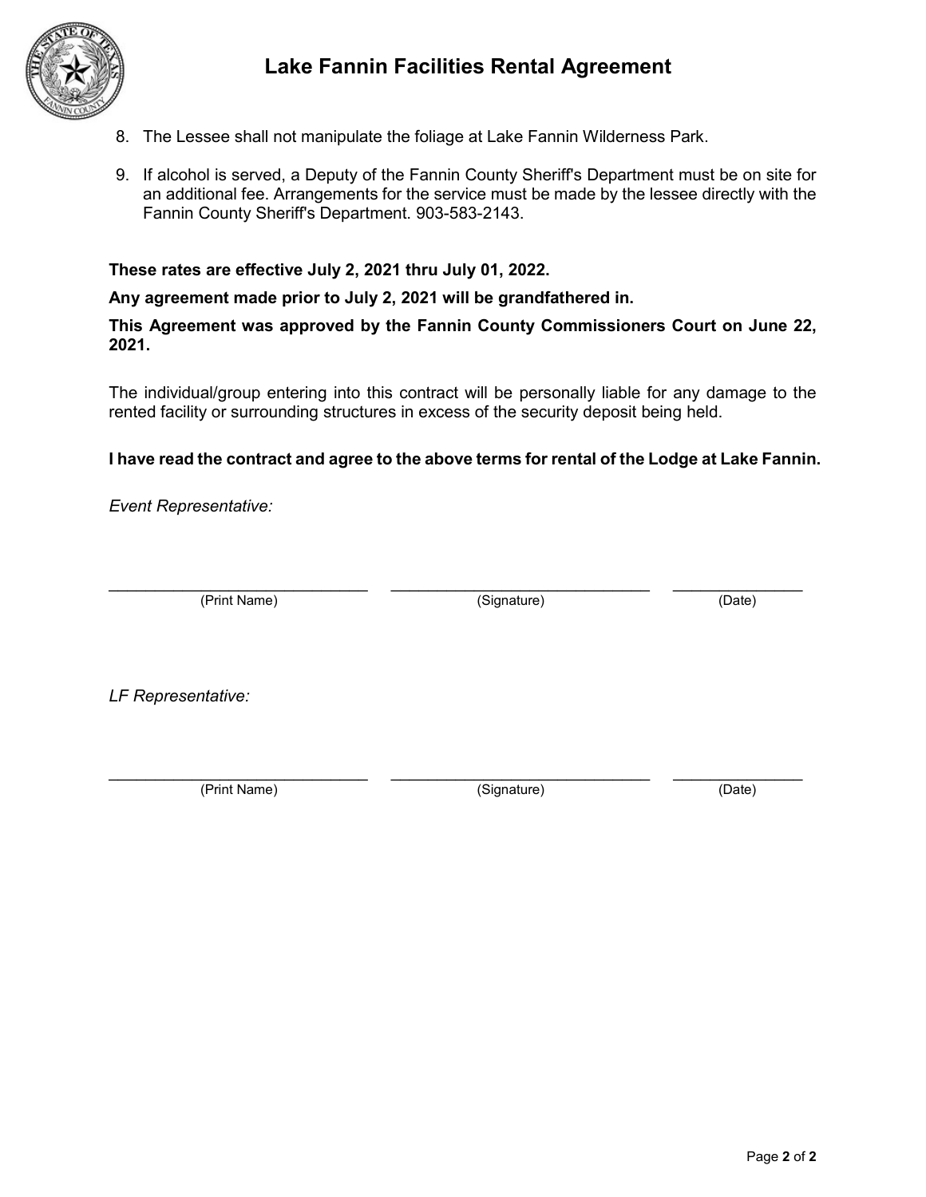# Lake Fannin Facilities Rental Agreement

8. The Lessee shall not manipulate the foliage at Lake Fannin Wilderness Park.

9. If alcohol is served, a Deputy of the Fannin County Sheriff's Department must be on site for an additional fee. Arrangements for the service must be made by the lessee directly with the Fannin County Sheriff's Department. 903-583-2143.

**These rates are effective July 2, 2021 thru July 01, 2022.**

**Any agreement made prior to July 2, 2021 will be grandfathered in.**

**This Agreement was approved by the Fannin County Commissioners Court on June 22, 2021.**

The individual/group entering into this contract will be personally liable for any damage to the rented facility or surrounding structures in excess of the security deposit being held.

**I have read the contract and agree to the above terms for rental of the Lodge at Lake Fannin.**

*Event Representative:*

\_\_\_\_\_\_\_\_\_\_\_\_\_\_\_\_\_\_\_\_\_\_\_\_\_\_\_\_\_\_ \_\_\_\_\_\_\_\_\_\_\_\_\_\_\_\_\_\_\_\_\_\_\_\_\_\_\_\_\_\_ \_\_\_\_\_\_\_\_\_\_\_\_\_\_\_

(Print Name) (Signature) (Date)

*LF Representative:*

\_\_\_\_\_\_\_\_\_\_\_\_\_\_\_\_\_\_\_\_\_\_\_\_\_\_\_\_\_\_ \_\_\_\_\_\_\_\_\_\_\_\_\_\_\_\_\_\_\_\_\_\_\_\_\_\_\_\_\_\_ \_\_\_\_\_\_\_\_\_\_\_\_\_\_\_

(Print Name) (Signature) (Date)